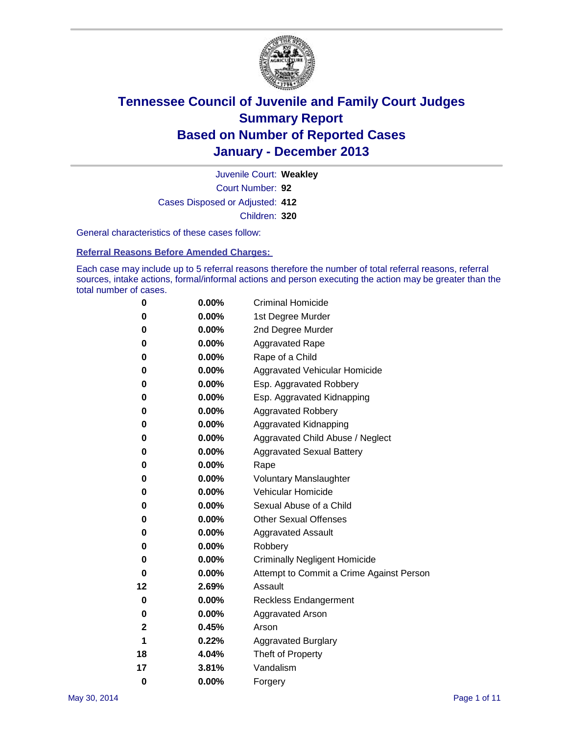# Tennessee Council of Juvenile and Family Court Judges
# Summary Report
# Based on Number of Reported Cases
# January - December 2013

Juvenile Court: **Weakley**
Court Number: **92**
Cases Disposed or Adjusted: **412**
Children: **320**

General characteristics of these cases follow:

**Referral Reasons Before Amended Charges:**

Each case may include up to 5 referral reasons therefore the number of total referral reasons, referral sources, intake actions, formal/informal actions and person executing the action may be greater than the total number of cases.

| | | |
|---|---|---|
| 0 | 0.00% | Criminal Homicide |
| 0 | 0.00% | 1st Degree Murder |
| 0 | 0.00% | 2nd Degree Murder |
| 0 | 0.00% | Aggravated Rape |
| 0 | 0.00% | Rape of a Child |
| 0 | 0.00% | Aggravated Vehicular Homicide |
| 0 | 0.00% | Esp. Aggravated Robbery |
| 0 | 0.00% | Esp. Aggravated Kidnapping |
| 0 | 0.00% | Aggravated Robbery |
| 0 | 0.00% | Aggravated Kidnapping |
| 0 | 0.00% | Aggravated Child Abuse / Neglect |
| 0 | 0.00% | Aggravated Sexual Battery |
| 0 | 0.00% | Rape |
| 0 | 0.00% | Voluntary Manslaughter |
| 0 | 0.00% | Vehicular Homicide |
| 0 | 0.00% | Sexual Abuse of a Child |
| 0 | 0.00% | Other Sexual Offenses |
| 0 | 0.00% | Aggravated Assault |
| 0 | 0.00% | Robbery |
| 0 | 0.00% | Criminally Negligent Homicide |
| 0 | 0.00% | Attempt to Commit a Crime Against Person |
| 12 | 2.69% | Assault |
| 0 | 0.00% | Reckless Endangerment |
| 0 | 0.00% | Aggravated Arson |
| 2 | 0.45% | Arson |
| 1 | 0.22% | Aggravated Burglary |
| 18 | 4.04% | Theft of Property |
| 17 | 3.81% | Vandalism |
| 0 | 0.00% | Forgery |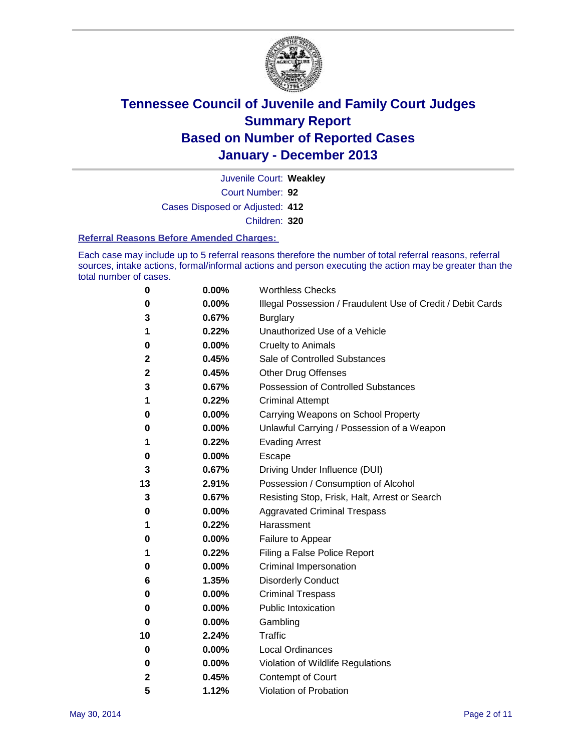# Tennessee Council of Juvenile and Family Court Judges
## Summary Report
## Based on Number of Reported Cases
## January - December 2013

Juvenile Court: **Weakley**

Court Number: **92**

Cases Disposed or Adjusted: **412**

Children: **320**

### Referral Reasons Before Amended Charges:

Each case may include up to 5 referral reasons therefore the number of total referral reasons, referral sources, intake actions, formal/informal actions and person executing the action may be greater than the total number of cases.

| | | |
|---|---|---|
| 0 | 0.00% | Worthless Checks |
| 0 | 0.00% | Illegal Possession / Fraudulent Use of Credit / Debit Cards |
| 3 | 0.67% | Burglary |
| 1 | 0.22% | Unauthorized Use of a Vehicle |
| 0 | 0.00% | Cruelty to Animals |
| 2 | 0.45% | Sale of Controlled Substances |
| 2 | 0.45% | Other Drug Offenses |
| 3 | 0.67% | Possession of Controlled Substances |
| 1 | 0.22% | Criminal Attempt |
| 0 | 0.00% | Carrying Weapons on School Property |
| 0 | 0.00% | Unlawful Carrying / Possession of a Weapon |
| 1 | 0.22% | Evading Arrest |
| 0 | 0.00% | Escape |
| 3 | 0.67% | Driving Under Influence (DUI) |
| 13 | 2.91% | Possession / Consumption of Alcohol |
| 3 | 0.67% | Resisting Stop, Frisk, Halt, Arrest or Search |
| 0 | 0.00% | Aggravated Criminal Trespass |
| 1 | 0.22% | Harassment |
| 0 | 0.00% | Failure to Appear |
| 1 | 0.22% | Filing a False Police Report |
| 0 | 0.00% | Criminal Impersonation |
| 6 | 1.35% | Disorderly Conduct |
| 0 | 0.00% | Criminal Trespass |
| 0 | 0.00% | Public Intoxication |
| 0 | 0.00% | Gambling |
| 10 | 2.24% | Traffic |
| 0 | 0.00% | Local Ordinances |
| 0 | 0.00% | Violation of Wildlife Regulations |
| 2 | 0.45% | Contempt of Court |
| 5 | 1.12% | Violation of Probation |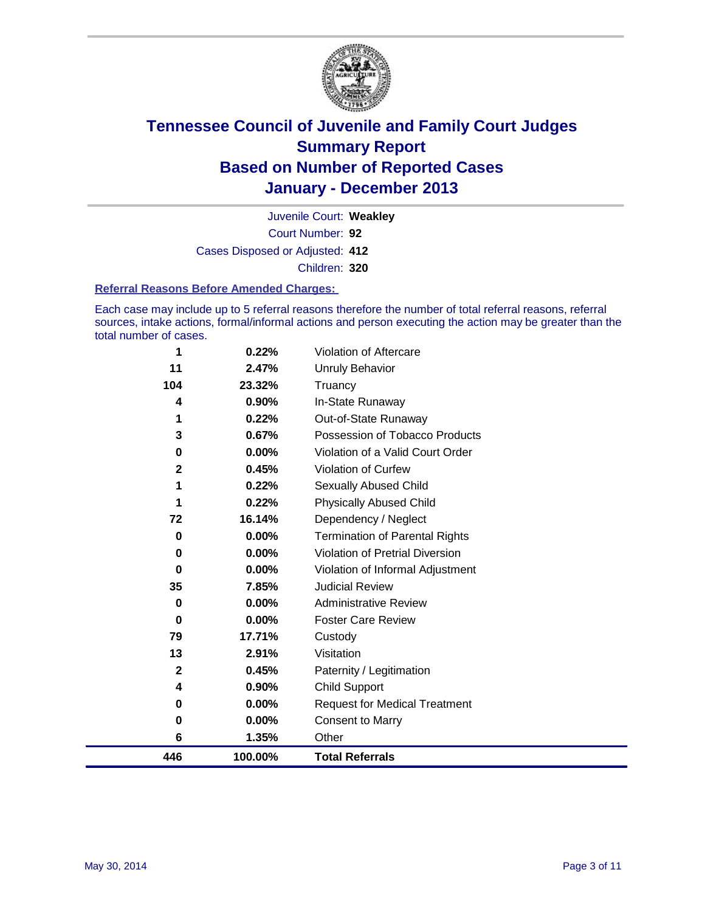# Tennessee Council of Juvenile and Family Court Judges
## Summary Report
## Based on Number of Reported Cases
## January - December 2013

Juvenile Court: **Weakley**

Court Number: **92**

Cases Disposed or Adjusted: **412**

Children: **320**

### Referral Reasons Before Amended Charges:

Each case may include up to 5 referral reasons therefore the number of total referral reasons, referral sources, intake actions, formal/informal actions and person executing the action may be greater than the total number of cases.

| Count | Percent | Referral Reason |
|---|---|---|
| 1 | 0.22% | Violation of Aftercare |
| 11 | 2.47% | Unruly Behavior |
| 104 | 23.32% | Truancy |
| 4 | 0.90% | In-State Runaway |
| 1 | 0.22% | Out-of-State Runaway |
| 3 | 0.67% | Possession of Tobacco Products |
| 0 | 0.00% | Violation of a Valid Court Order |
| 2 | 0.45% | Violation of Curfew |
| 1 | 0.22% | Sexually Abused Child |
| 1 | 0.22% | Physically Abused Child |
| 72 | 16.14% | Dependency / Neglect |
| 0 | 0.00% | Termination of Parental Rights |
| 0 | 0.00% | Violation of Pretrial Diversion |
| 0 | 0.00% | Violation of Informal Adjustment |
| 35 | 7.85% | Judicial Review |
| 0 | 0.00% | Administrative Review |
| 0 | 0.00% | Foster Care Review |
| 79 | 17.71% | Custody |
| 13 | 2.91% | Visitation |
| 2 | 0.45% | Paternity / Legitimation |
| 4 | 0.90% | Child Support |
| 0 | 0.00% | Request for Medical Treatment |
| 0 | 0.00% | Consent to Marry |
| 6 | 1.35% | Other |
| **446** | **100.00%** | **Total Referrals** |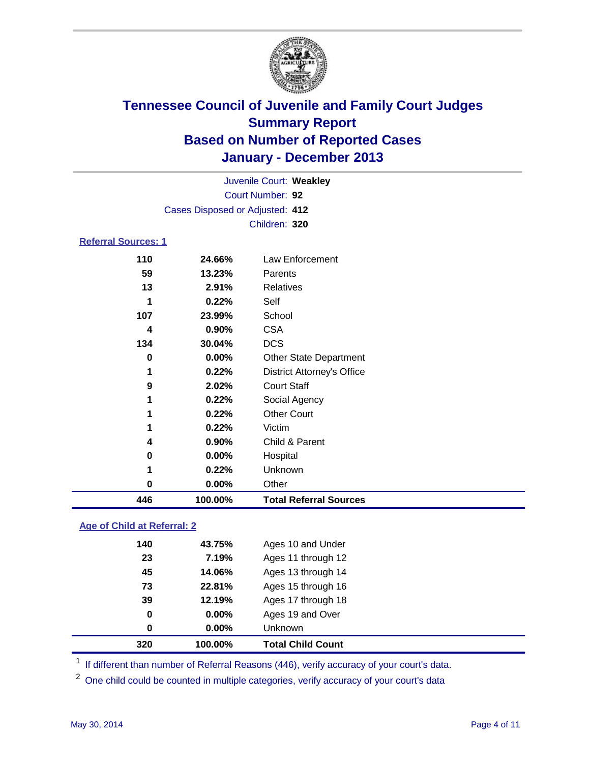# Tennessee Council of Juvenile and Family Court Judges
## Summary Report
## Based on Number of Reported Cases
## January - December 2013

Juvenile Court: **Weakley**
Court Number: **92**
Cases Disposed or Adjusted: **412**
Children: **320**

### Referral Sources: 1

| Count | Percent | Source |
|---|---|---|
| 110 | 24.66% | Law Enforcement |
| 59 | 13.23% | Parents |
| 13 | 2.91% | Relatives |
| 1 | 0.22% | Self |
| 107 | 23.99% | School |
| 4 | 0.90% | CSA |
| 134 | 30.04% | DCS |
| 0 | 0.00% | Other State Department |
| 1 | 0.22% | District Attorney's Office |
| 9 | 2.02% | Court Staff |
| 1 | 0.22% | Social Agency |
| 1 | 0.22% | Other Court |
| 1 | 0.22% | Victim |
| 4 | 0.90% | Child & Parent |
| 0 | 0.00% | Hospital |
| 1 | 0.22% | Unknown |
| 0 | 0.00% | Other |
| **446** | **100.00%** | **Total Referral Sources** |

### Age of Child at Referral: 2

| Count | Percent | Age |
|---|---|---|
| 140 | 43.75% | Ages 10 and Under |
| 23 | 7.19% | Ages 11 through 12 |
| 45 | 14.06% | Ages 13 through 14 |
| 73 | 22.81% | Ages 15 through 16 |
| 39 | 12.19% | Ages 17 through 18 |
| 0 | 0.00% | Ages 19 and Over |
| 0 | 0.00% | Unknown |
| **320** | **100.00%** | **Total Child Count** |

[1] If different than number of Referral Reasons (446), verify accuracy of your court's data.

[2] One child could be counted in multiple categories, verify accuracy of your court's data

May 30, 2014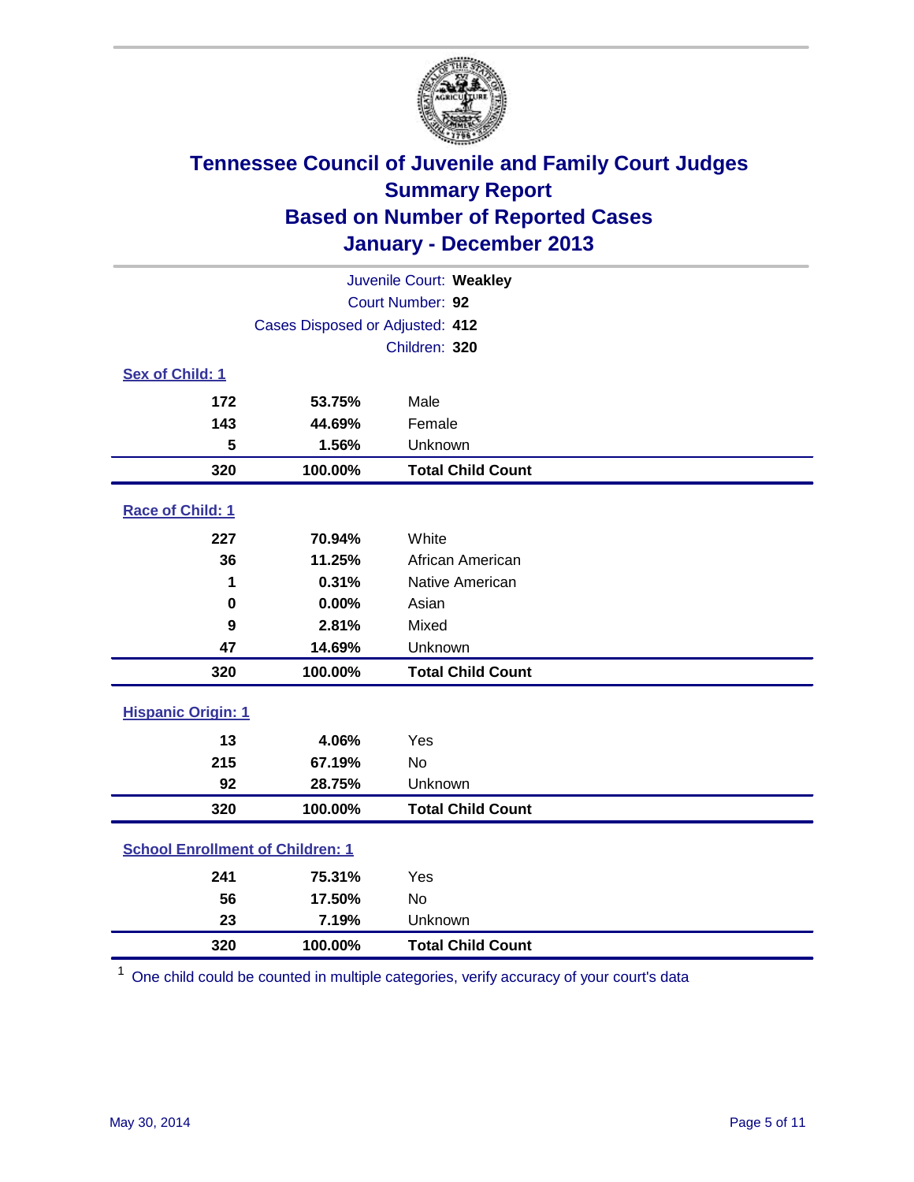# Tennessee Council of Juvenile and Family Court Judges
## Summary Report
## Based on Number of Reported Cases
## January - December 2013

Juvenile Court: **Weakley**
Court Number: **92**
Cases Disposed or Adjusted: **412**
Children: **320**

### Sex of Child: 1

| | | |
|---|---|---|
| 172 | 53.75% | Male |
| 143 | 44.69% | Female |
| 5 | 1.56% | Unknown |
| **320** | **100.00%** | **Total Child Count** |

### Race of Child: 1

| | | |
|---|---|---|
| 227 | 70.94% | White |
| 36 | 11.25% | African American |
| 1 | 0.31% | Native American |
| 0 | 0.00% | Asian |
| 9 | 2.81% | Mixed |
| 47 | 14.69% | Unknown |
| **320** | **100.00%** | **Total Child Count** |

### Hispanic Origin: 1

| | | |
|---|---|---|
| 13 | 4.06% | Yes |
| 215 | 67.19% | No |
| 92 | 28.75% | Unknown |
| **320** | **100.00%** | **Total Child Count** |

### School Enrollment of Children: 1

| | | |
|---|---|---|
| 241 | 75.31% | Yes |
| 56 | 17.50% | No |
| 23 | 7.19% | Unknown |
| **320** | **100.00%** | **Total Child Count** |

[1] One child could be counted in multiple categories, verify accuracy of your court's data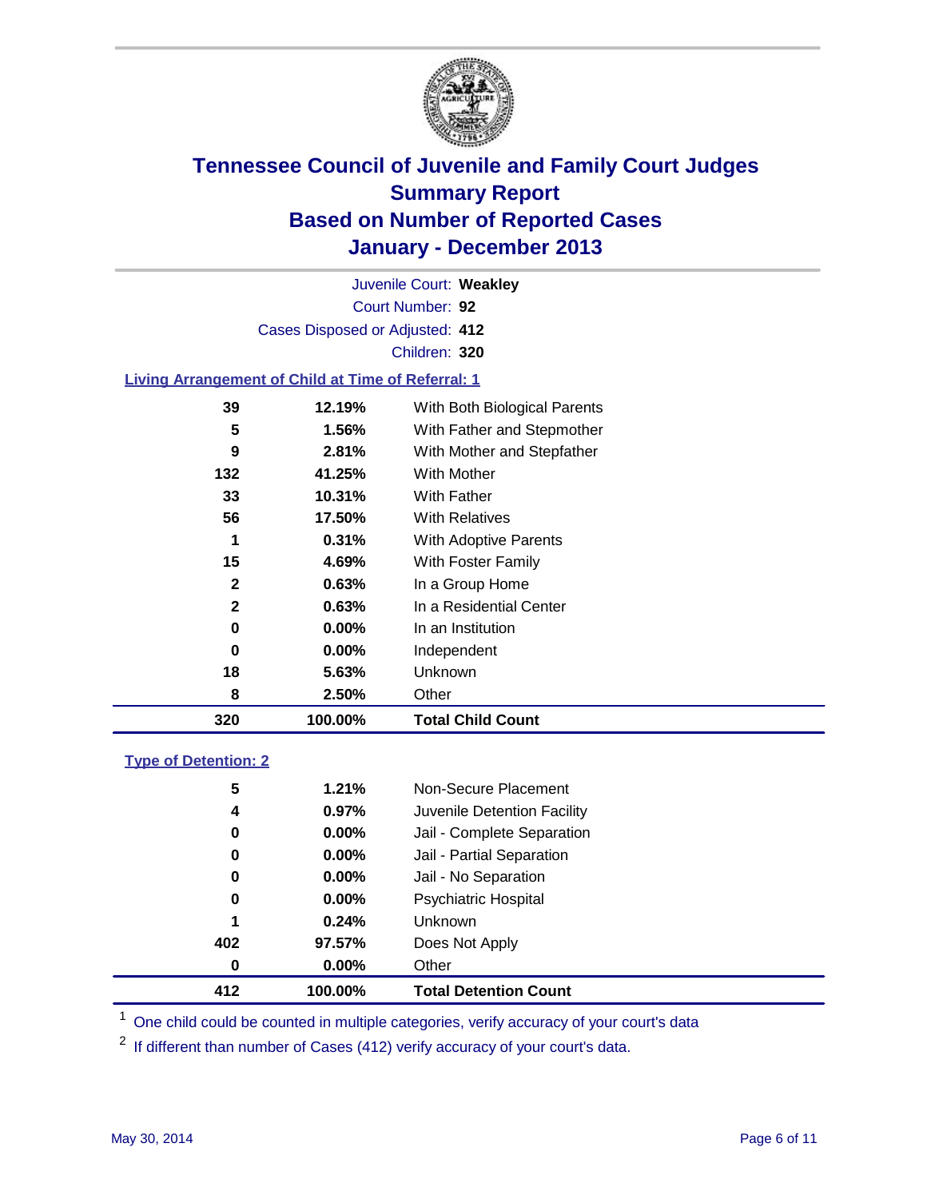# Tennessee Council of Juvenile and Family Court Judges
## Summary Report
## Based on Number of Reported Cases
## January - December 2013

Juvenile Court: **Weakley**
Court Number: **92**
Cases Disposed or Adjusted: **412**
Children: **320**

### Living Arrangement of Child at Time of Referral: 1

| Count | Percent | Category |
|---|---|---|
| 39 | 12.19% | With Both Biological Parents |
| 5 | 1.56% | With Father and Stepmother |
| 9 | 2.81% | With Mother and Stepfather |
| 132 | 41.25% | With Mother |
| 33 | 10.31% | With Father |
| 56 | 17.50% | With Relatives |
| 1 | 0.31% | With Adoptive Parents |
| 15 | 4.69% | With Foster Family |
| 2 | 0.63% | In a Group Home |
| 2 | 0.63% | In a Residential Center |
| 0 | 0.00% | In an Institution |
| 0 | 0.00% | Independent |
| 18 | 5.63% | Unknown |
| 8 | 2.50% | Other |
| **320** | **100.00%** | **Total Child Count** |

### Type of Detention: 2

| Count | Percent | Category |
|---|---|---|
| 5 | 1.21% | Non-Secure Placement |
| 4 | 0.97% | Juvenile Detention Facility |
| 0 | 0.00% | Jail - Complete Separation |
| 0 | 0.00% | Jail - Partial Separation |
| 0 | 0.00% | Jail - No Separation |
| 0 | 0.00% | Psychiatric Hospital |
| 1 | 0.24% | Unknown |
| 402 | 97.57% | Does Not Apply |
| 0 | 0.00% | Other |
| **412** | **100.00%** | **Total Detention Count** |

[1] One child could be counted in multiple categories, verify accuracy of your court's data

[2] If different than number of Cases (412) verify accuracy of your court's data.

May 30, 2014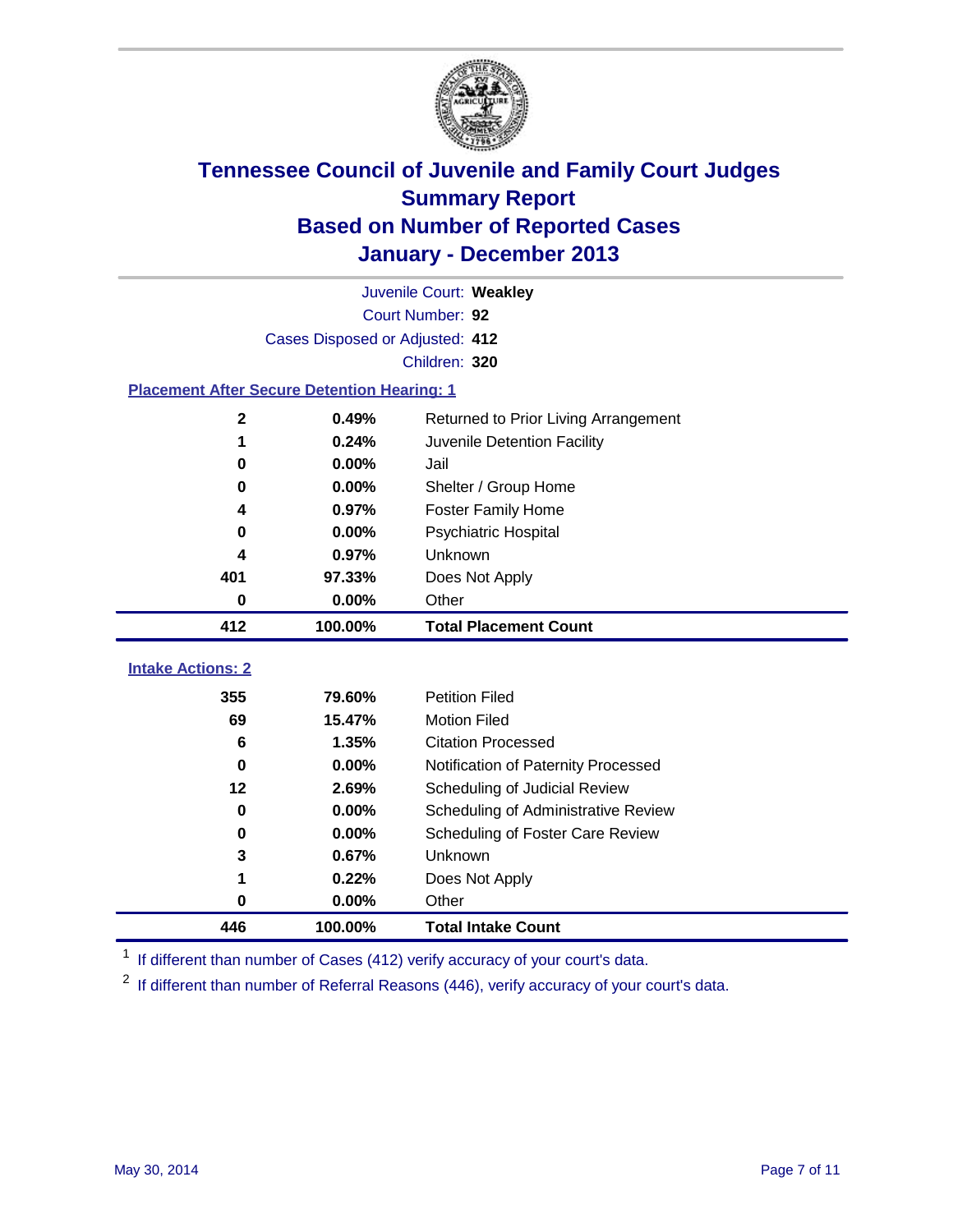# Tennessee Council of Juvenile and Family Court Judges
## Summary Report
## Based on Number of Reported Cases
## January - December 2013

Juvenile Court: **Weakley**
Court Number: **92**
Cases Disposed or Adjusted: **412**
Children: **320**

### Placement After Secure Detention Hearing: 1

| Count | Percent | Placement |
|---|---|---|
| 2 | 0.49% | Returned to Prior Living Arrangement |
| 1 | 0.24% | Juvenile Detention Facility |
| 0 | 0.00% | Jail |
| 0 | 0.00% | Shelter / Group Home |
| 4 | 0.97% | Foster Family Home |
| 0 | 0.00% | Psychiatric Hospital |
| 4 | 0.97% | Unknown |
| 401 | 97.33% | Does Not Apply |
| 0 | 0.00% | Other |
| **412** | **100.00%** | **Total Placement Count** |

### Intake Actions: 2

| Count | Percent | Intake Action |
|---|---|---|
| 355 | 79.60% | Petition Filed |
| 69 | 15.47% | Motion Filed |
| 6 | 1.35% | Citation Processed |
| 0 | 0.00% | Notification of Paternity Processed |
| 12 | 2.69% | Scheduling of Judicial Review |
| 0 | 0.00% | Scheduling of Administrative Review |
| 0 | 0.00% | Scheduling of Foster Care Review |
| 3 | 0.67% | Unknown |
| 1 | 0.22% | Does Not Apply |
| 0 | 0.00% | Other |
| **446** | **100.00%** | **Total Intake Count** |

[1] If different than number of Cases (412) verify accuracy of your court's data.

[2] If different than number of Referral Reasons (446), verify accuracy of your court's data.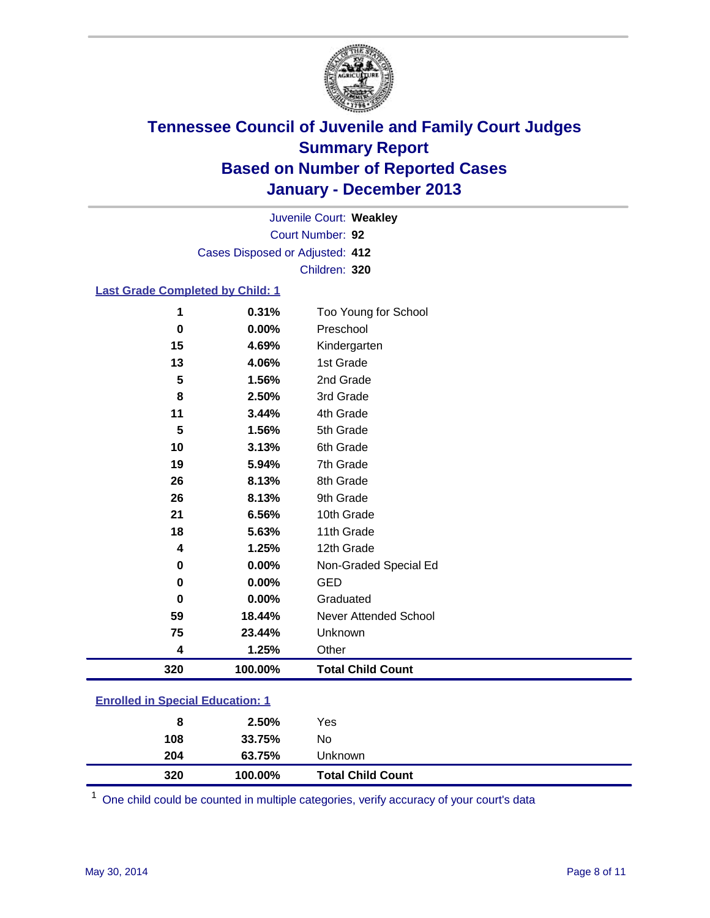# Tennessee Council of Juvenile and Family Court Judges
## Summary Report
## Based on Number of Reported Cases
## January - December 2013

Juvenile Court: **Weakley**

Court Number: **92**

Cases Disposed or Adjusted: **412**

Children: **320**

### Last Grade Completed by Child: 1

| | | |
|---|---|---|
| 1 | 0.31% | Too Young for School |
| 0 | 0.00% | Preschool |
| 15 | 4.69% | Kindergarten |
| 13 | 4.06% | 1st Grade |
| 5 | 1.56% | 2nd Grade |
| 8 | 2.50% | 3rd Grade |
| 11 | 3.44% | 4th Grade |
| 5 | 1.56% | 5th Grade |
| 10 | 3.13% | 6th Grade |
| 19 | 5.94% | 7th Grade |
| 26 | 8.13% | 8th Grade |
| 26 | 8.13% | 9th Grade |
| 21 | 6.56% | 10th Grade |
| 18 | 5.63% | 11th Grade |
| 4 | 1.25% | 12th Grade |
| 0 | 0.00% | Non-Graded Special Ed |
| 0 | 0.00% | GED |
| 0 | 0.00% | Graduated |
| 59 | 18.44% | Never Attended School |
| 75 | 23.44% | Unknown |
| 4 | 1.25% | Other |
| **320** | **100.00%** | **Total Child Count** |

### Enrolled in Special Education: 1

| | | |
|---|---|---|
| 8 | 2.50% | Yes |
| 108 | 33.75% | No |
| 204 | 63.75% | Unknown |
| **320** | **100.00%** | **Total Child Count** |

[1] One child could be counted in multiple categories, verify accuracy of your court's data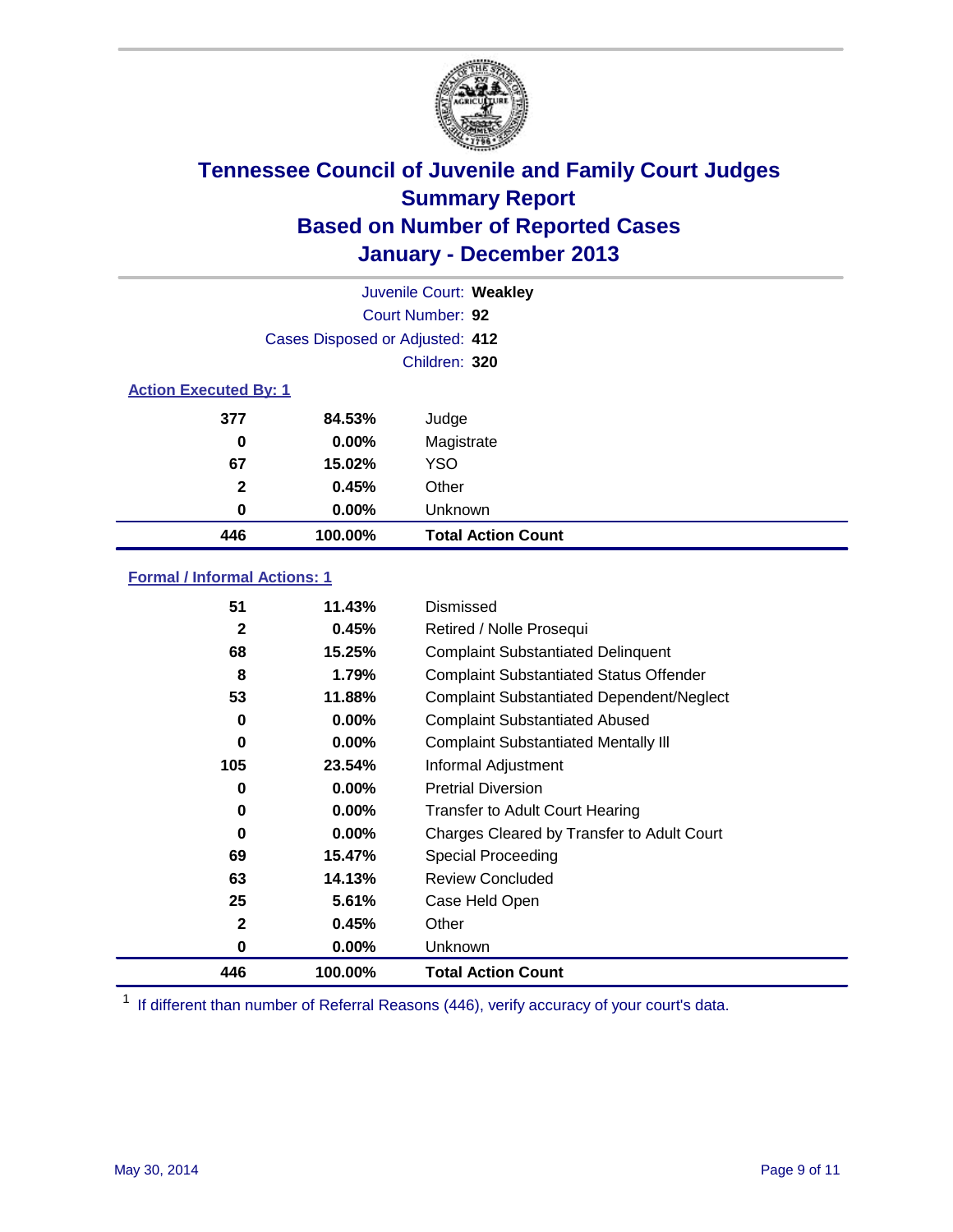# Tennessee Council of Juvenile and Family Court Judges
## Summary Report
## Based on Number of Reported Cases
## January - December 2013

Juvenile Court: **Weakley**
Court Number: **92**
Cases Disposed or Adjusted: **412**
Children: **320**

### Action Executed By: 1

| Count | Percent | Action |
|---|---|---|
| 377 | 84.53% | Judge |
| 0 | 0.00% | Magistrate |
| 67 | 15.02% | YSO |
| 2 | 0.45% | Other |
| 0 | 0.00% | Unknown |
| **446** | **100.00%** | **Total Action Count** |

### Formal / Informal Actions: 1

| Count | Percent | Action |
|---|---|---|
| 51 | 11.43% | Dismissed |
| 2 | 0.45% | Retired / Nolle Prosequi |
| 68 | 15.25% | Complaint Substantiated Delinquent |
| 8 | 1.79% | Complaint Substantiated Status Offender |
| 53 | 11.88% | Complaint Substantiated Dependent/Neglect |
| 0 | 0.00% | Complaint Substantiated Abused |
| 0 | 0.00% | Complaint Substantiated Mentally Ill |
| 105 | 23.54% | Informal Adjustment |
| 0 | 0.00% | Pretrial Diversion |
| 0 | 0.00% | Transfer to Adult Court Hearing |
| 0 | 0.00% | Charges Cleared by Transfer to Adult Court |
| 69 | 15.47% | Special Proceeding |
| 63 | 14.13% | Review Concluded |
| 25 | 5.61% | Case Held Open |
| 2 | 0.45% | Other |
| 0 | 0.00% | Unknown |
| **446** | **100.00%** | **Total Action Count** |

[1] If different than number of Referral Reasons (446), verify accuracy of your court's data.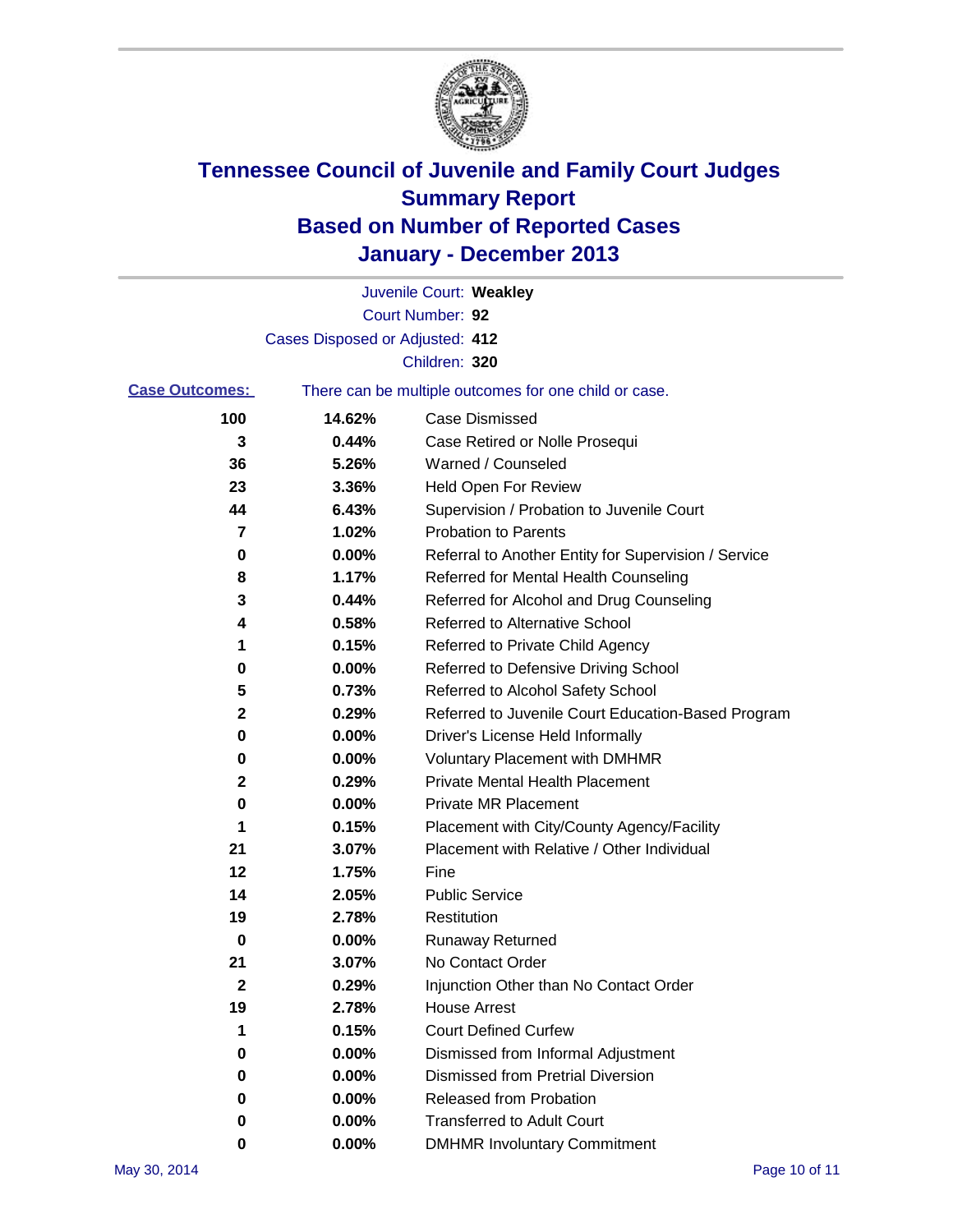# Tennessee Council of Juvenile and Family Court Judges
# Summary Report
# Based on Number of Reported Cases
# January - December 2013

Juvenile Court: **Weakley**
Court Number: **92**
Cases Disposed or Adjusted: **412**
Children: **320**

**Case Outcomes:** There can be multiple outcomes for one child or case.

| Count | Percent | Outcome |
|---|---|---|
| 100 | 14.62% | Case Dismissed |
| 3 | 0.44% | Case Retired or Nolle Prosequi |
| 36 | 5.26% | Warned / Counseled |
| 23 | 3.36% | Held Open For Review |
| 44 | 6.43% | Supervision / Probation to Juvenile Court |
| 7 | 1.02% | Probation to Parents |
| 0 | 0.00% | Referral to Another Entity for Supervision / Service |
| 8 | 1.17% | Referred for Mental Health Counseling |
| 3 | 0.44% | Referred for Alcohol and Drug Counseling |
| 4 | 0.58% | Referred to Alternative School |
| 1 | 0.15% | Referred to Private Child Agency |
| 0 | 0.00% | Referred to Defensive Driving School |
| 5 | 0.73% | Referred to Alcohol Safety School |
| 2 | 0.29% | Referred to Juvenile Court Education-Based Program |
| 0 | 0.00% | Driver's License Held Informally |
| 0 | 0.00% | Voluntary Placement with DMHMR |
| 2 | 0.29% | Private Mental Health Placement |
| 0 | 0.00% | Private MR Placement |
| 1 | 0.15% | Placement with City/County Agency/Facility |
| 21 | 3.07% | Placement with Relative / Other Individual |
| 12 | 1.75% | Fine |
| 14 | 2.05% | Public Service |
| 19 | 2.78% | Restitution |
| 0 | 0.00% | Runaway Returned |
| 21 | 3.07% | No Contact Order |
| 2 | 0.29% | Injunction Other than No Contact Order |
| 19 | 2.78% | House Arrest |
| 1 | 0.15% | Court Defined Curfew |
| 0 | 0.00% | Dismissed from Informal Adjustment |
| 0 | 0.00% | Dismissed from Pretrial Diversion |
| 0 | 0.00% | Released from Probation |
| 0 | 0.00% | Transferred to Adult Court |
| 0 | 0.00% | DMHMR Involuntary Commitment |

May 30, 2014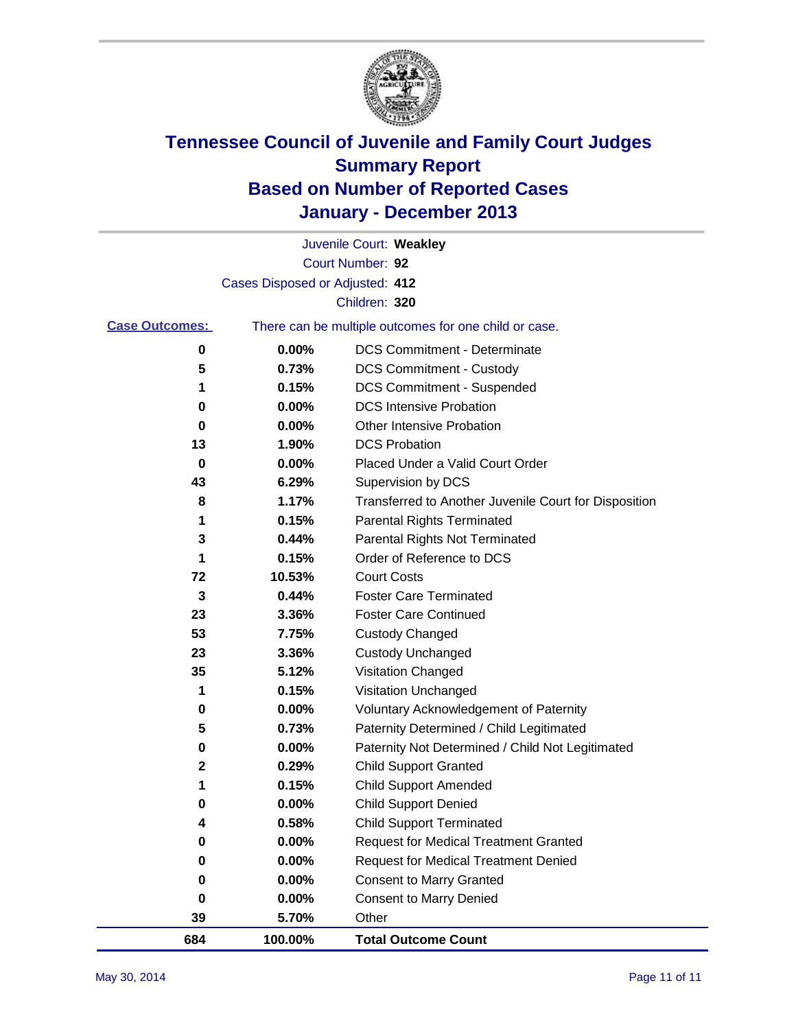# Tennessee Council of Juvenile and Family Court Judges
# Summary Report
# Based on Number of Reported Cases
# January - December 2013

Juvenile Court: **Weakley**

Court Number: **92**

Cases Disposed or Adjusted: **412**

Children: **320**

**Case Outcomes:** There can be multiple outcomes for one child or case.

| | | |
|---|---|---|
| 0 | 0.00% | DCS Commitment - Determinate |
| 5 | 0.73% | DCS Commitment - Custody |
| 1 | 0.15% | DCS Commitment - Suspended |
| 0 | 0.00% | DCS Intensive Probation |
| 0 | 0.00% | Other Intensive Probation |
| 13 | 1.90% | DCS Probation |
| 0 | 0.00% | Placed Under a Valid Court Order |
| 43 | 6.29% | Supervision by DCS |
| 8 | 1.17% | Transferred to Another Juvenile Court for Disposition |
| 1 | 0.15% | Parental Rights Terminated |
| 3 | 0.44% | Parental Rights Not Terminated |
| 1 | 0.15% | Order of Reference to DCS |
| 72 | 10.53% | Court Costs |
| 3 | 0.44% | Foster Care Terminated |
| 23 | 3.36% | Foster Care Continued |
| 53 | 7.75% | Custody Changed |
| 23 | 3.36% | Custody Unchanged |
| 35 | 5.12% | Visitation Changed |
| 1 | 0.15% | Visitation Unchanged |
| 0 | 0.00% | Voluntary Acknowledgement of Paternity |
| 5 | 0.73% | Paternity Determined / Child Legitimated |
| 0 | 0.00% | Paternity Not Determined / Child Not Legitimated |
| 2 | 0.29% | Child Support Granted |
| 1 | 0.15% | Child Support Amended |
| 0 | 0.00% | Child Support Denied |
| 4 | 0.58% | Child Support Terminated |
| 0 | 0.00% | Request for Medical Treatment Granted |
| 0 | 0.00% | Request for Medical Treatment Denied |
| 0 | 0.00% | Consent to Marry Granted |
| 0 | 0.00% | Consent to Marry Denied |
| 39 | 5.70% | Other |
| **684** | **100.00%** | **Total Outcome Count** |